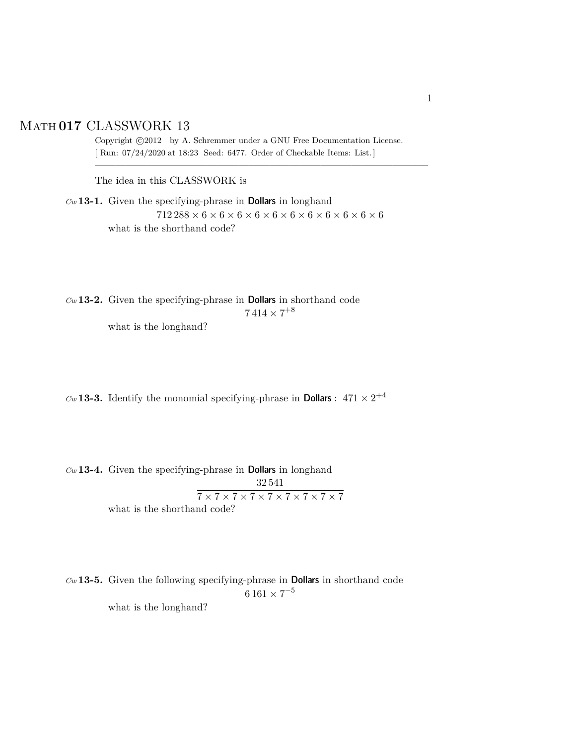# MATH 017 CLASSWORK 13

Copyright ©2012 by A. Schremmer under a GNU Free Documentation License.
[ Run: 07/24/2020 at 18:23 Seed: 6477. Order of Checkable Items: List.]

---

The idea in this CLASSWORK is

*Cw* **13-1.** Given the specifying-phrase in **Dollars** in longhand

$$712\,288 \times 6 \times 6 \times 6 \times 6 \times 6 \times 6 \times 6 \times 6 \times 6 \times 6 \times 6$$

what is the shorthand code?

*Cw* **13-2.** Given the specifying-phrase in **Dollars** in shorthand code

$$7\,414 \times 7^{+8}$$

what is the longhand?

*Cw* **13-3.** Identify the monomial specifying-phrase in **Dollars** : $471 \times 2^{+4}$

*Cw* **13-4.** Given the specifying-phrase in **Dollars** in longhand

$$\frac{32\,541}{7 \times 7 \times 7 \times 7 \times 7 \times 7 \times 7 \times 7 \times 7}$$

what is the shorthand code?

*Cw* **13-5.** Given the following specifying-phrase in **Dollars** in shorthand code

$$6\,161 \times 7^{-5}$$

what is the longhand?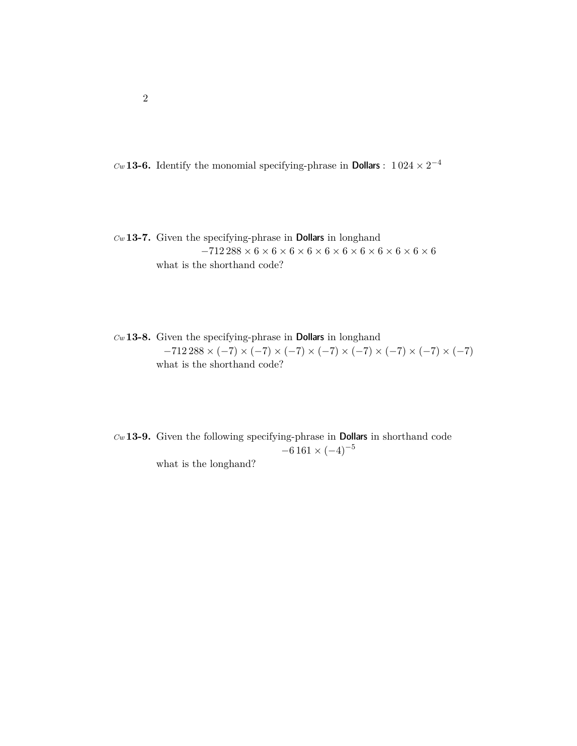*Cw* **13-6.** Identify the monomial specifying-phrase in **Dollars** : $1\,024 \times 2^{-4}$

*Cw* **13-7.** Given the specifying-phrase in **Dollars** in longhand

$$-712\,288 \times 6 \times 6 \times 6 \times 6 \times 6 \times 6 \times 6 \times 6 \times 6 \times 6$$

what is the shorthand code?

*Cw* **13-8.** Given the specifying-phrase in **Dollars** in longhand

$$-712\,288 \times (-7) \times (-7) \times (-7) \times (-7) \times (-7) \times (-7) \times (-7) \times (-7)$$

what is the shorthand code?

*Cw* **13-9.** Given the following specifying-phrase in **Dollars** in shorthand code

$$-6\,161 \times (-4)^{-5}$$

what is the longhand?